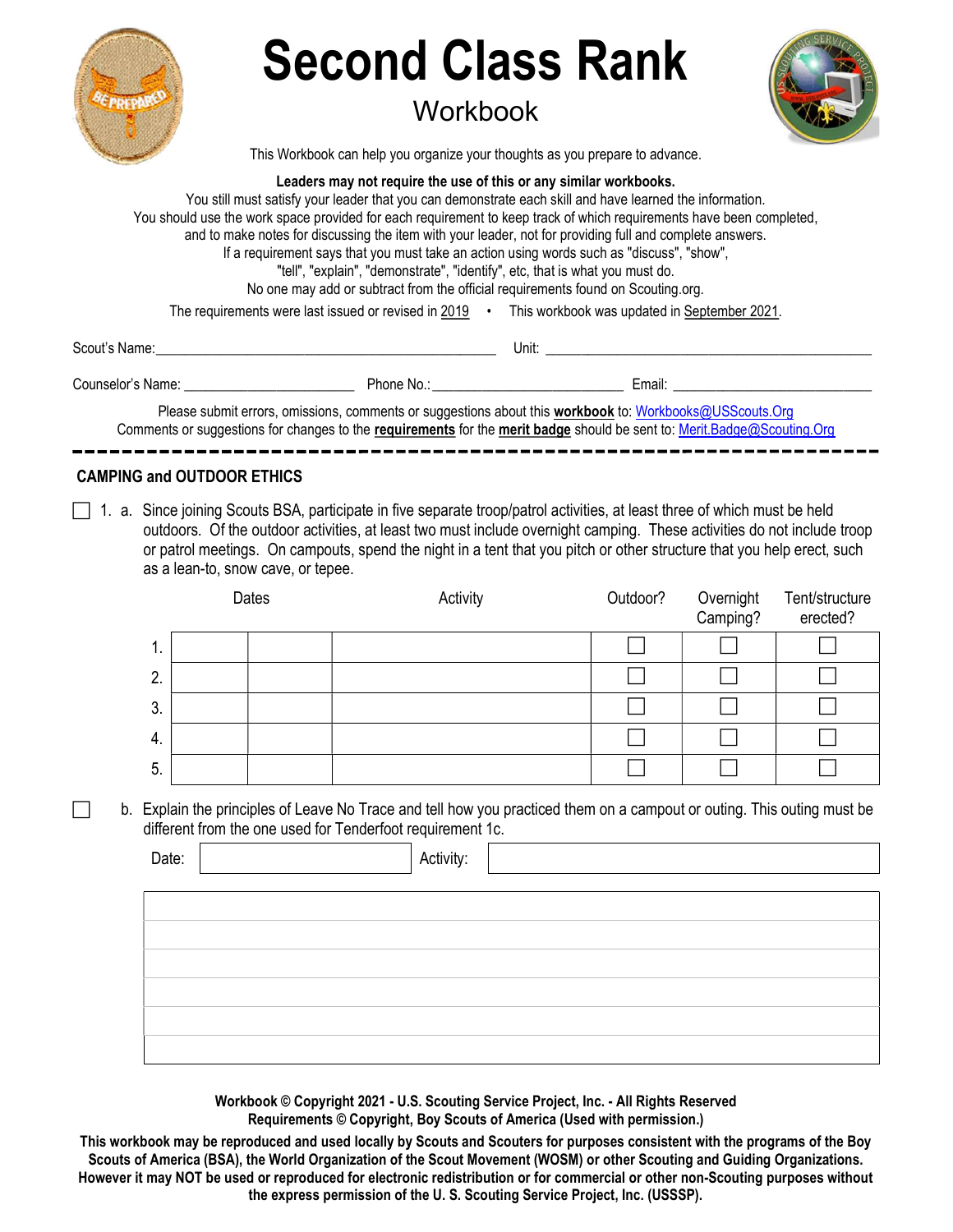# Second Class Rank

## Workbook

This Workbook can help you organize your thoughts as you prepare to advance.

**Leaders may not require the use of this or any similar workbooks.**
You still must satisfy your leader that you can demonstrate each skill and have learned the information.
You should use the work space provided for each requirement to keep track of which requirements have been completed, and to make notes for discussing the item with your leader, not for providing full and complete answers.
If a requirement says that you must take an action using words such as "discuss", "show", "tell", "explain", "demonstrate", "identify", etc, that is what you must do.
No one may add or subtract from the official requirements found on Scouting.org.

The requirements were last issued or revised in 2019 • This workbook was updated in September 2021.

Scout's Name: ______________________________ Unit: ______________________________

Counselor's Name: __________________ Phone No.: __________________ Email: __________________

Please submit errors, omissions, comments or suggestions about this **workbook** to: Workbooks@USScouts.Org
Comments or suggestions for changes to the **requirements** for the **merit badge** should be sent to: Merit.Badge@Scouting.Org

---

### CAMPING and OUTDOOR ETHICS

☐ 1. a. Since joining Scouts BSA, participate in five separate troop/patrol activities, at least three of which must be held outdoors. Of the outdoor activities, at least two must include overnight camping. These activities do not include troop or patrol meetings. On campouts, spend the night in a tent that you pitch or other structure that you help erect, such as a lean-to, snow cave, or tepee.

| | Dates | | Activity | Outdoor? | Overnight Camping? | Tent/structure erected? |
|---|---|---|---|---|---|---|
| 1. | | | | ☐ | ☐ | ☐ |
| 2. | | | | ☐ | ☐ | ☐ |
| 3. | | | | ☐ | ☐ | ☐ |
| 4. | | | | ☐ | ☐ | ☐ |
| 5. | | | | ☐ | ☐ | ☐ |

☐ b. Explain the principles of Leave No Trace and tell how you practiced them on a campout or outing. This outing must be different from the one used for Tenderfoot requirement 1c.

Date: __________ Activity: __________

---

**Workbook © Copyright 2021 - U.S. Scouting Service Project, Inc. - All Rights Reserved**
**Requirements © Copyright, Boy Scouts of America (Used with permission.)**

**This workbook may be reproduced and used locally by Scouts and Scouters for purposes consistent with the programs of the Boy Scouts of America (BSA), the World Organization of the Scout Movement (WOSM) or other Scouting and Guiding Organizations. However it may NOT be used or reproduced for electronic redistribution or for commercial or other non-Scouting purposes without the express permission of the U. S. Scouting Service Project, Inc. (USSSP).**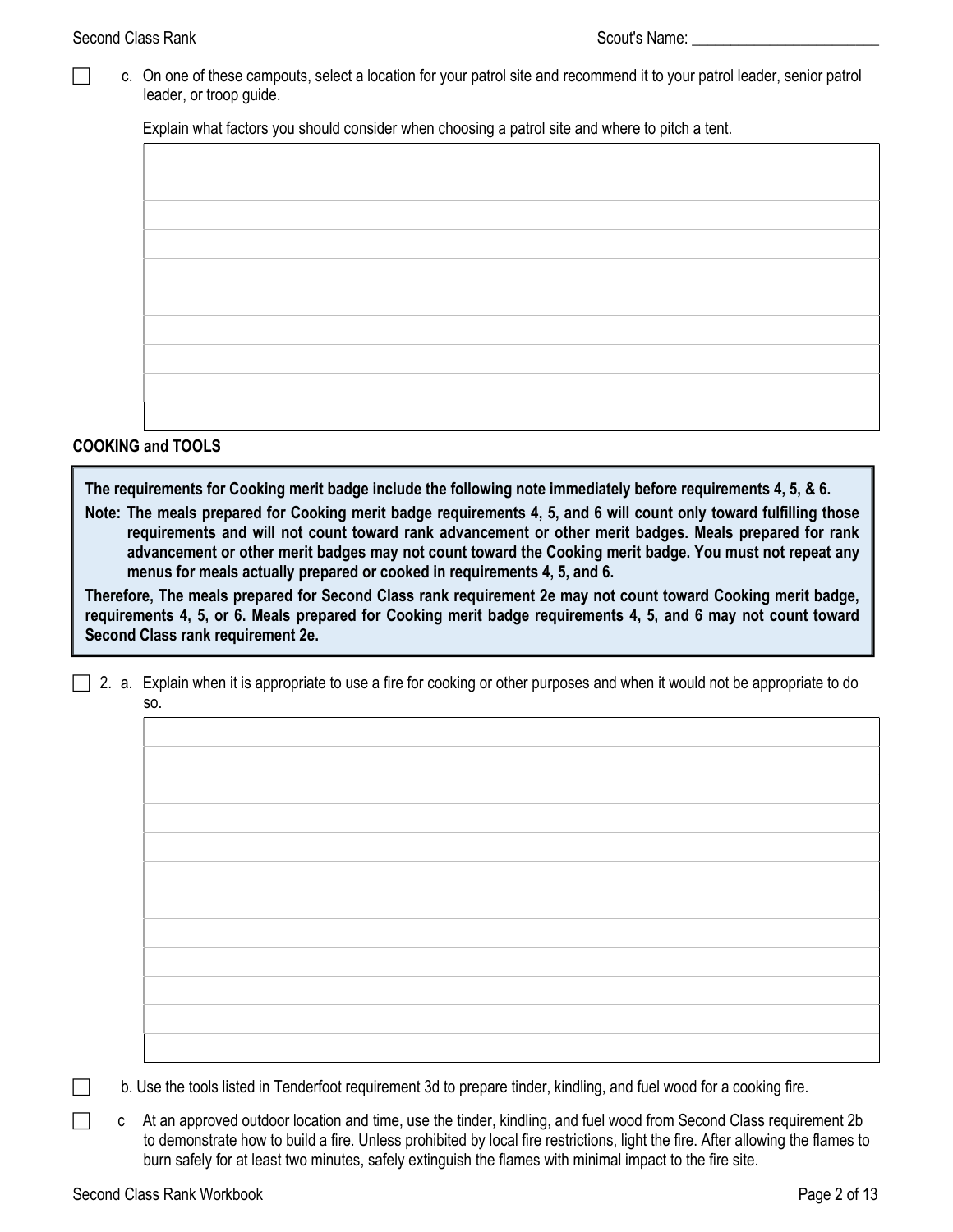☐ c. On one of these campouts, select a location for your patrol site and recommend it to your patrol leader, senior patrol leader, or troop guide.

Explain what factors you should consider when choosing a patrol site and where to pitch a tent.

## COOKING and TOOLS

**The requirements for Cooking merit badge include the following note immediately before requirements 4, 5, & 6.**

**Note: The meals prepared for Cooking merit badge requirements 4, 5, and 6 will count only toward fulfilling those requirements and will not count toward rank advancement or other merit badges. Meals prepared for rank advancement or other merit badges may not count toward the Cooking merit badge. You must not repeat any menus for meals actually prepared or cooked in requirements 4, 5, and 6.**

**Therefore, The meals prepared for Second Class rank requirement 2e may not count toward Cooking merit badge, requirements 4, 5, or 6. Meals prepared for Cooking merit badge requirements 4, 5, and 6 may not count toward Second Class rank requirement 2e.**

☐ 2. a. Explain when it is appropriate to use a fire for cooking or other purposes and when it would not be appropriate to do so.

☐ b. Use the tools listed in Tenderfoot requirement 3d to prepare tinder, kindling, and fuel wood for a cooking fire.

☐ c At an approved outdoor location and time, use the tinder, kindling, and fuel wood from Second Class requirement 2b to demonstrate how to build a fire. Unless prohibited by local fire restrictions, light the fire. After allowing the flames to burn safely for at least two minutes, safely extinguish the flames with minimal impact to the fire site.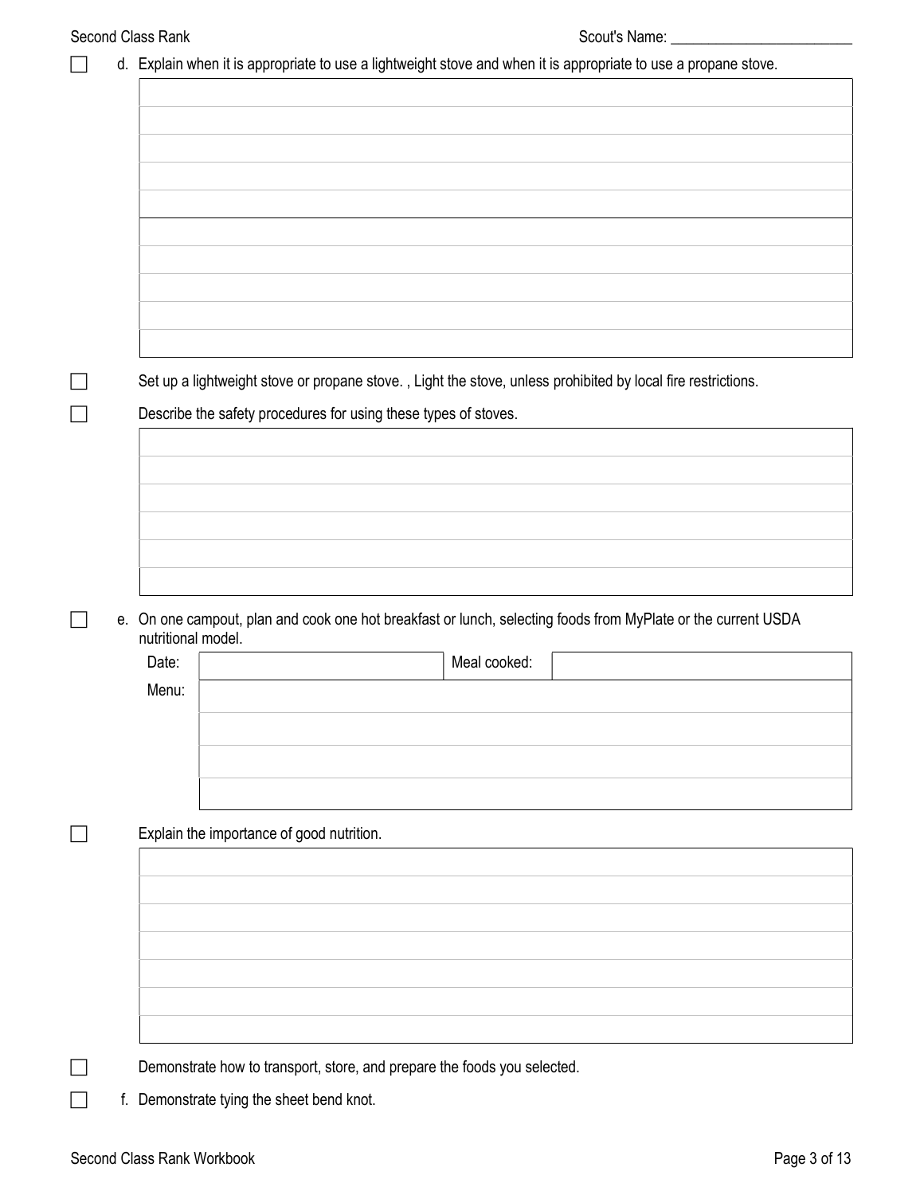☐ d. Explain when it is appropriate to use a lightweight stove and when it is appropriate to use a propane stove.

| |
|---|
| |
| |
| |
| |
| |
| |
| |
| |
| |

☐ Set up a lightweight stove or propane stove. , Light the stove, unless prohibited by local fire restrictions.

☐ Describe the safety procedures for using these types of stoves.

| |
|---|
| |
| |
| |
| |
| |

☐ e. On one campout, plan and cook one hot breakfast or lunch, selecting foods from MyPlate or the current USDA nutritional model.

| Date: | | Meal cooked: | |
|---|---|---|---|
| Menu: | | | |
| | | | |
| | | | |
| | | | |

☐ Explain the importance of good nutrition.

| |
|---|
| |
| |
| |
| |
| |
| |

☐ Demonstrate how to transport, store, and prepare the foods you selected.

☐ f. Demonstrate tying the sheet bend knot.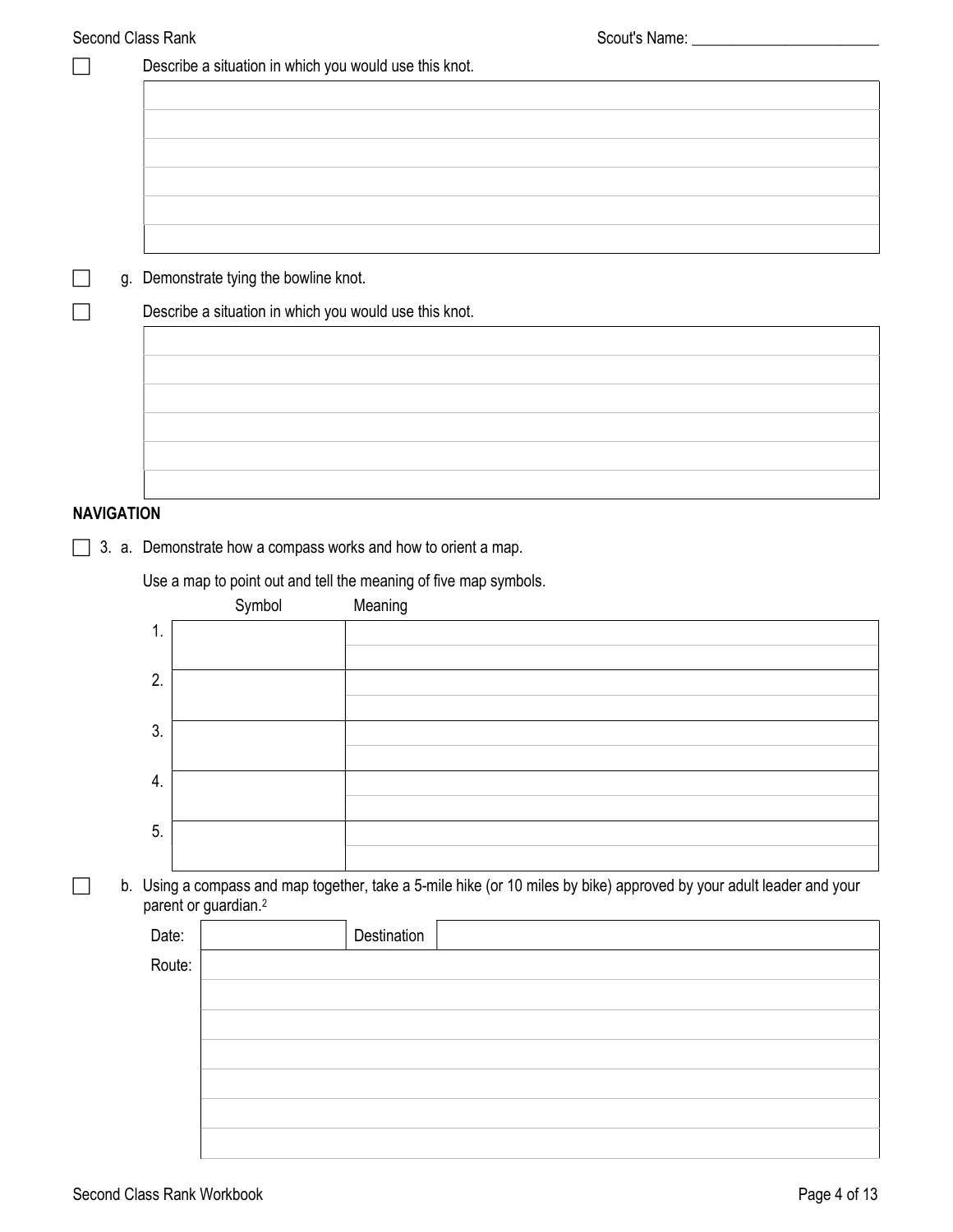☐ Describe a situation in which you would use this knot.

| |
|---|
| |
| |
| |
| |
| |
| |

☐ g. Demonstrate tying the bowline knot.

☐ Describe a situation in which you would use this knot.

| |
|---|
| |
| |
| |
| |
| |
| |

**NAVIGATION**

☐ 3. a. Demonstrate how a compass works and how to orient a map.

Use a map to point out and tell the meaning of five map symbols.

| | Symbol | Meaning |
|---|---|---|
| 1. | | |
| 2. | | |
| 3. | | |
| 4. | | |
| 5. | | |

☐ b. Using a compass and map together, take a 5-mile hike (or 10 miles by bike) approved by your adult leader and your parent or guardian.[2]

| Date: | | Destination | |
|---|---|---|---|
| Route: | | | |
| | | | |
| | | | |
| | | | |
| | | | |
| | | | |
| | | | |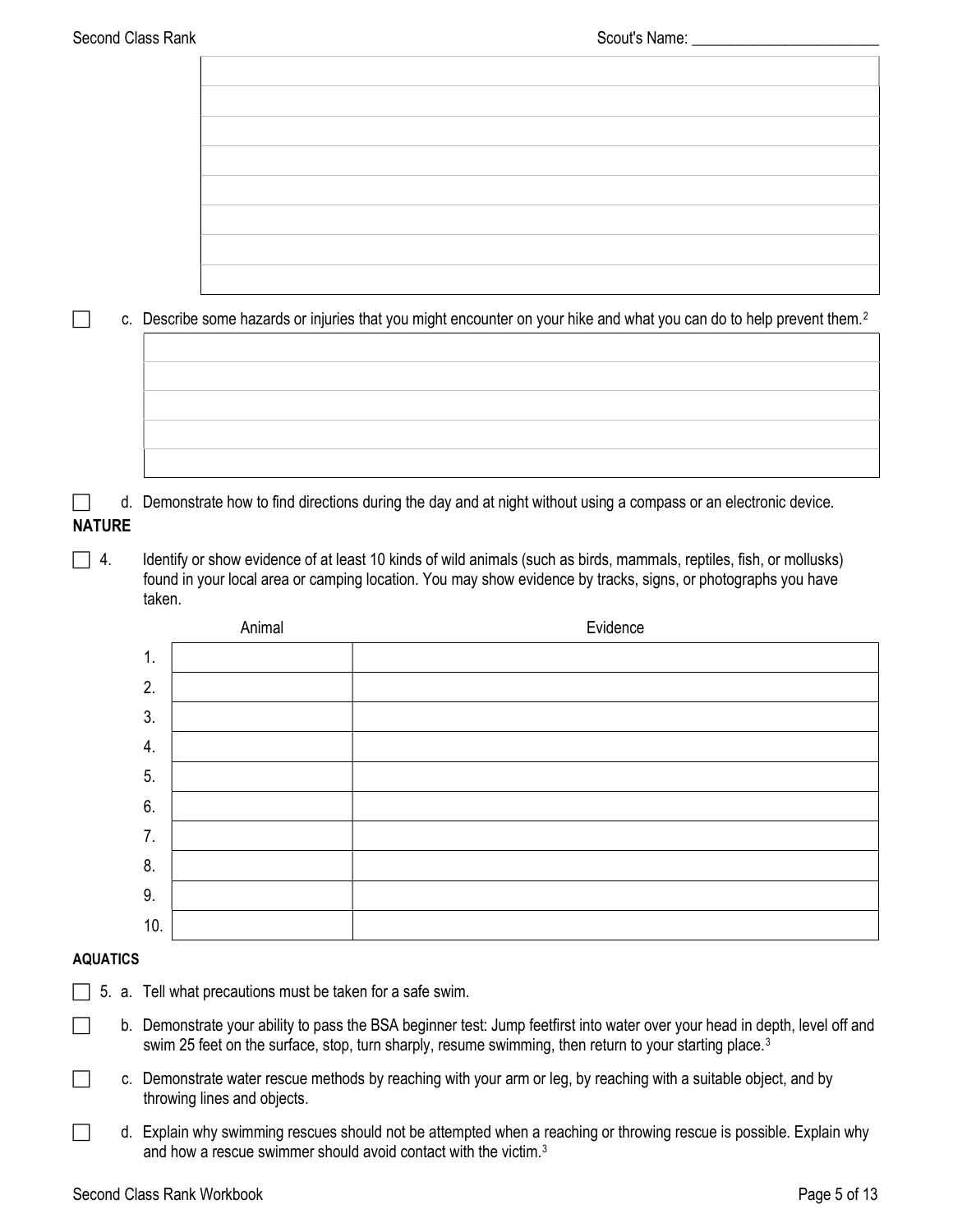☐ c. Describe some hazards or injuries that you might encounter on your hike and what you can do to help prevent them.[2]

☐ d. Demonstrate how to find directions during the day and at night without using a compass or an electronic device.

## NATURE

☐ 4. Identify or show evidence of at least 10 kinds of wild animals (such as birds, mammals, reptiles, fish, or mollusks) found in your local area or camping location. You may show evidence by tracks, signs, or photographs you have taken.

| | Animal | Evidence |
|---|---|---|
| 1. | | |
| 2. | | |
| 3. | | |
| 4. | | |
| 5. | | |
| 6. | | |
| 7. | | |
| 8. | | |
| 9. | | |
| 10. | | |

## AQUATICS

☐ 5. a. Tell what precautions must be taken for a safe swim.

☐ b. Demonstrate your ability to pass the BSA beginner test: Jump feetfirst into water over your head in depth, level off and swim 25 feet on the surface, stop, turn sharply, resume swimming, then return to your starting place.[3]

☐ c. Demonstrate water rescue methods by reaching with your arm or leg, by reaching with a suitable object, and by throwing lines and objects.

☐ d. Explain why swimming rescues should not be attempted when a reaching or throwing rescue is possible. Explain why and how a rescue swimmer should avoid contact with the victim.[3]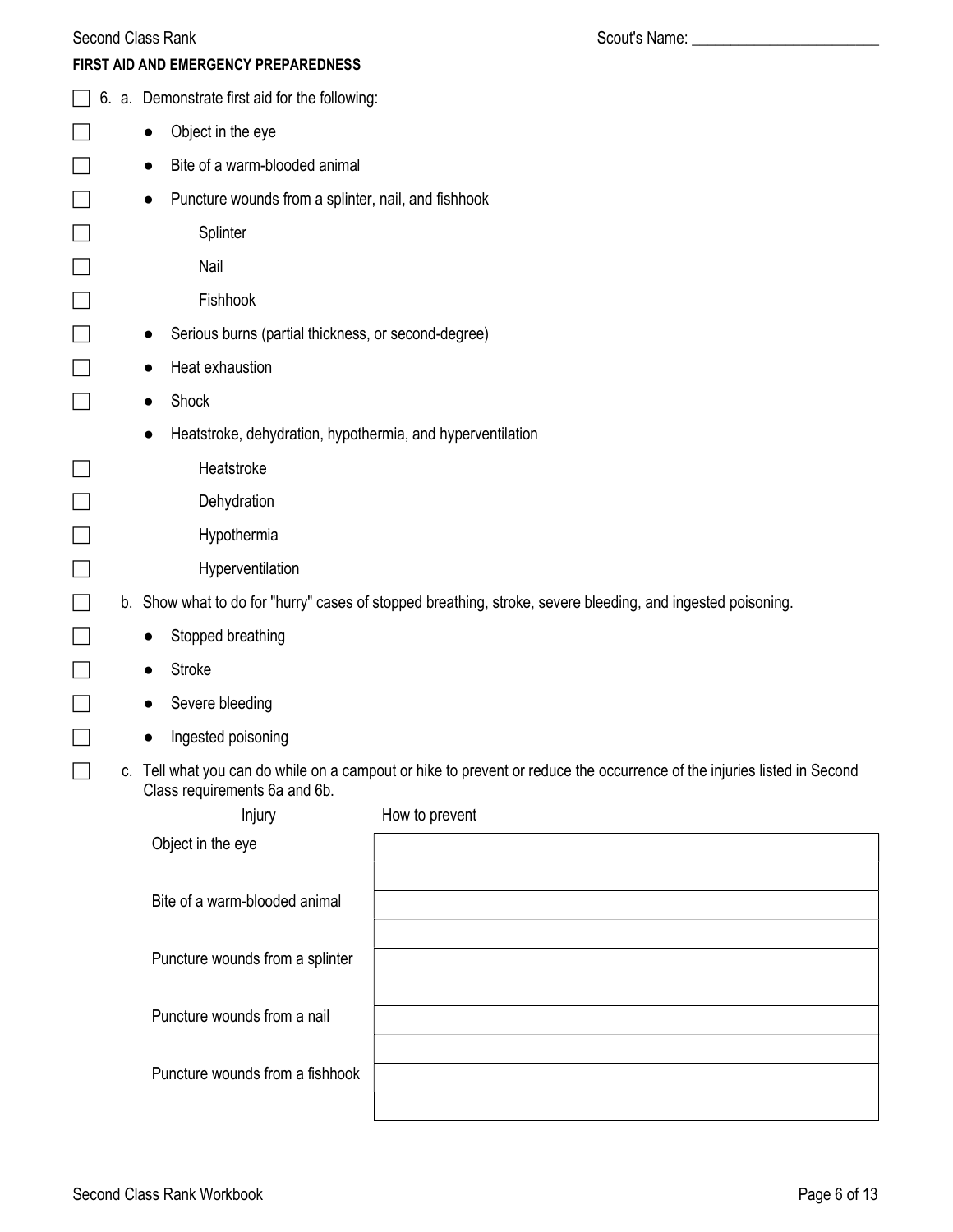**FIRST AID AND EMERGENCY PREPAREDNESS**

- [ ] 6. a. Demonstrate first aid for the following:
  - [ ] Object in the eye
  - [ ] Bite of a warm-blooded animal
  - [ ] Puncture wounds from a splinter, nail, and fishhook
    - [ ] Splinter
    - [ ] Nail
    - [ ] Fishhook
  - [ ] Serious burns (partial thickness, or second-degree)
  - [ ] Heat exhaustion
  - [ ] Shock
  - Heatstroke, dehydration, hypothermia, and hyperventilation
    - [ ] Heatstroke
    - [ ] Dehydration
    - [ ] Hypothermia
    - [ ] Hyperventilation
- [ ] b. Show what to do for "hurry" cases of stopped breathing, stroke, severe bleeding, and ingested poisoning.
  - [ ] Stopped breathing
  - [ ] Stroke
  - [ ] Severe bleeding
  - [ ] Ingested poisoning
- [ ] c. Tell what you can do while on a campout or hike to prevent or reduce the occurrence of the injuries listed in Second Class requirements 6a and 6b.

| Injury | How to prevent |
|---|---|
| Object in the eye | |
| Bite of a warm-blooded animal | |
| Puncture wounds from a splinter | |
| Puncture wounds from a nail | |
| Puncture wounds from a fishhook | |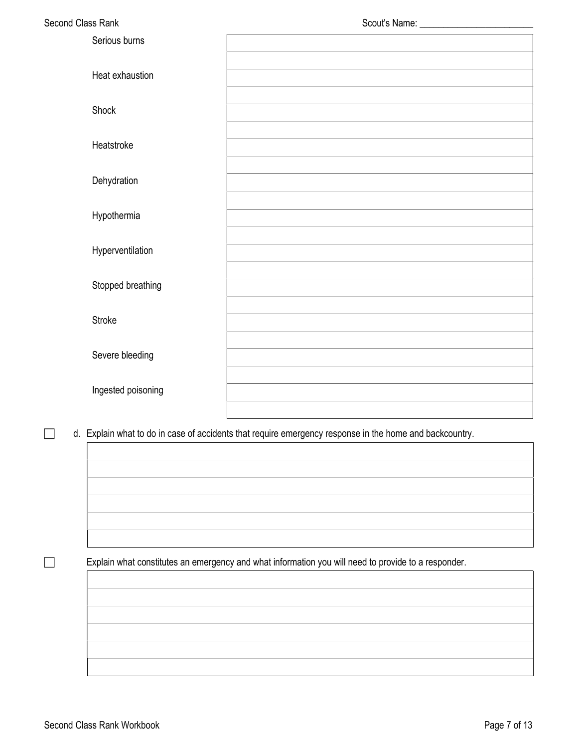| | |
|---|---|
| Serious burns | |
| Heat exhaustion | |
| Shock | |
| Heatstroke | |
| Dehydration | |
| Hypothermia | |
| Hyperventilation | |
| Stopped breathing | |
| Stroke | |
| Severe bleeding | |
| Ingested poisoning | |

☐ d. Explain what to do in case of accidents that require emergency response in the home and backcountry.

| |
|---|
| |
| |
| |
| |
| |
| |

☐ Explain what constitutes an emergency and what information you will need to provide to a responder.

| |
|---|
| |
| |
| |
| |
| |
| |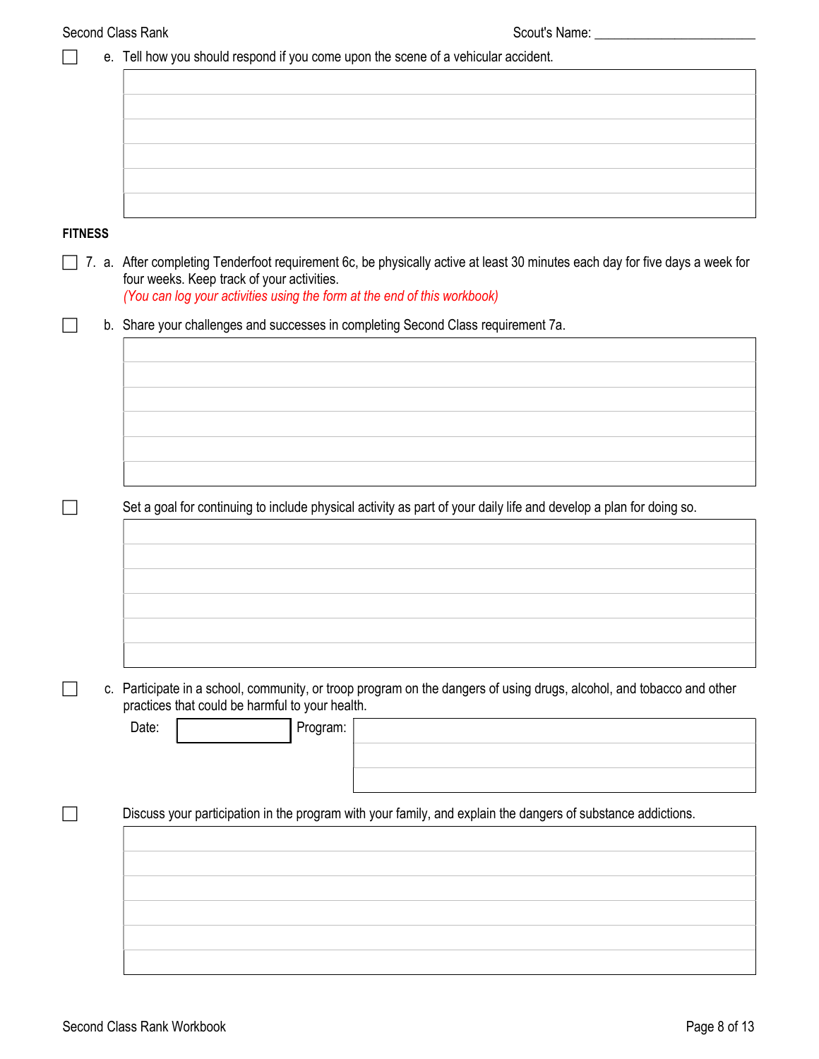☐ e. Tell how you should respond if you come upon the scene of a vehicular accident.

## FITNESS

☐ 7. a. After completing Tenderfoot requirement 6c, be physically active at least 30 minutes each day for five days a week for four weeks. Keep track of your activities.
*(You can log your activities using the form at the end of this workbook)*

☐ b. Share your challenges and successes in completing Second Class requirement 7a.

☐ Set a goal for continuing to include physical activity as part of your daily life and develop a plan for doing so.

☐ c. Participate in a school, community, or troop program on the dangers of using drugs, alcohol, and tobacco and other practices that could be harmful to your health.

Date: ______ Program: ______

☐ Discuss your participation in the program with your family, and explain the dangers of substance addictions.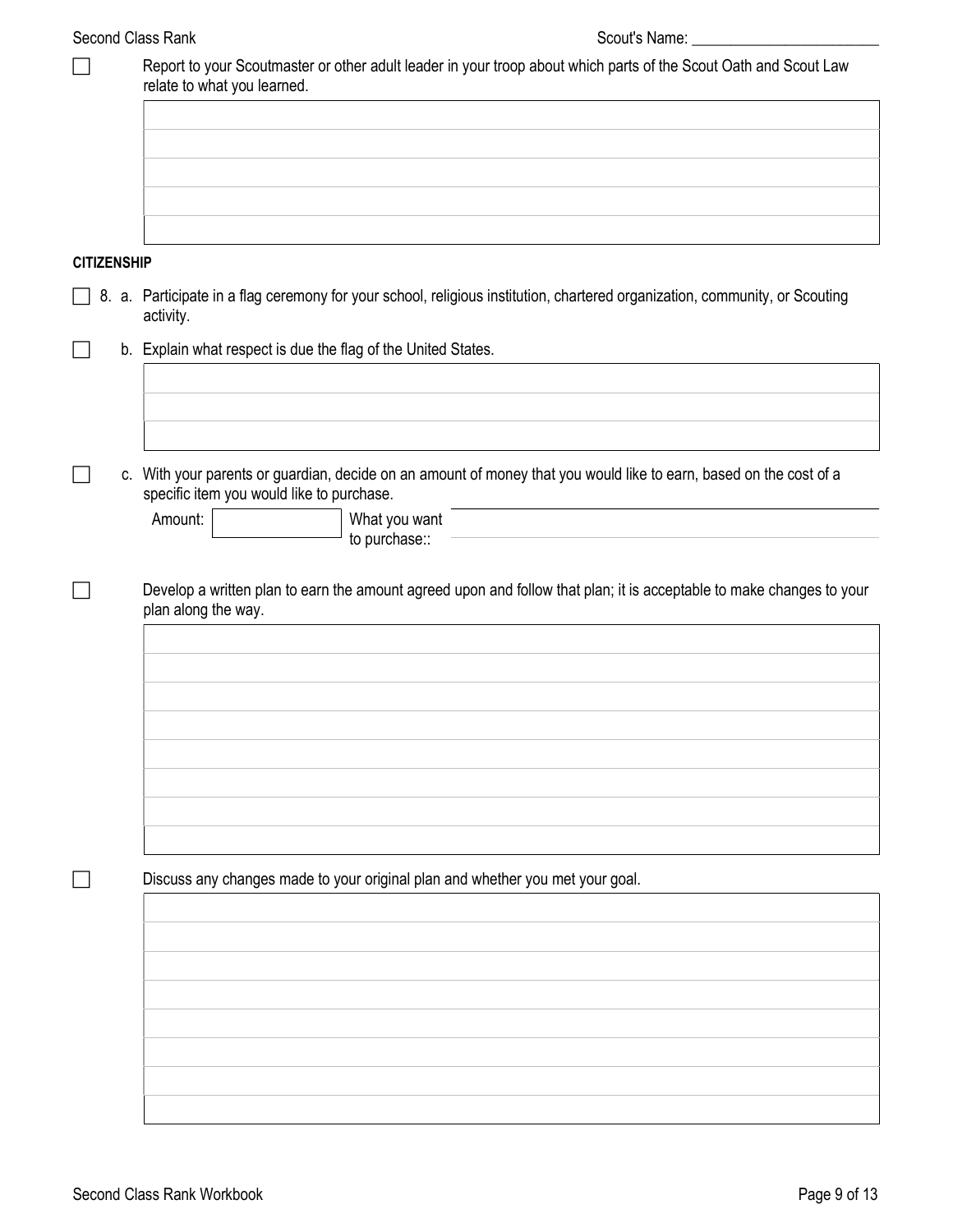Scout's Name: ________________________

☐ Report to your Scoutmaster or other adult leader in your troop about which parts of the Scout Oath and Scout Law relate to what you learned.

**CITIZENSHIP**

☐ 8. a. Participate in a flag ceremony for your school, religious institution, chartered organization, community, or Scouting activity.

☐ b. Explain what respect is due the flag of the United States.

☐ c. With your parents or guardian, decide on an amount of money that you would like to earn, based on the cost of a specific item you would like to purchase.

Amount: ____________ What you want to purchase:: ________________________

☐ Develop a written plan to earn the amount agreed upon and follow that plan; it is acceptable to make changes to your plan along the way.

☐ Discuss any changes made to your original plan and whether you met your goal.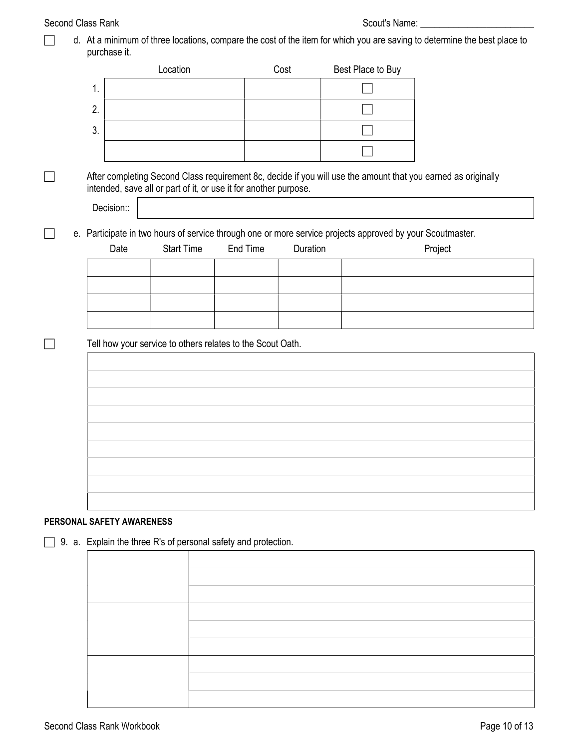☐ d. At a minimum of three locations, compare the cost of the item for which you are saving to determine the best place to purchase it.

| | Location | Cost | Best Place to Buy |
|---|---|---|---|
| 1. | | | ☐ |
| 2. | | | ☐ |
| 3. | | | ☐ |
| | | | ☐ |

☐ After completing Second Class requirement 8c, decide if you will use the amount that you earned as originally intended, save all or part of it, or use it for another purpose.

Decision::

☐ e. Participate in two hours of service through one or more service projects approved by your Scoutmaster.

| Date | Start Time | End Time | Duration | Project |
|---|---|---|---|---|
| | | | | |
| | | | | |
| | | | | |
| | | | | |

☐ Tell how your service to others relates to the Scout Oath.

**PERSONAL SAFETY AWARENESS**

☐ 9. a. Explain the three R's of personal safety and protection.

| | |
|---|---|
| | |
| | |
| | |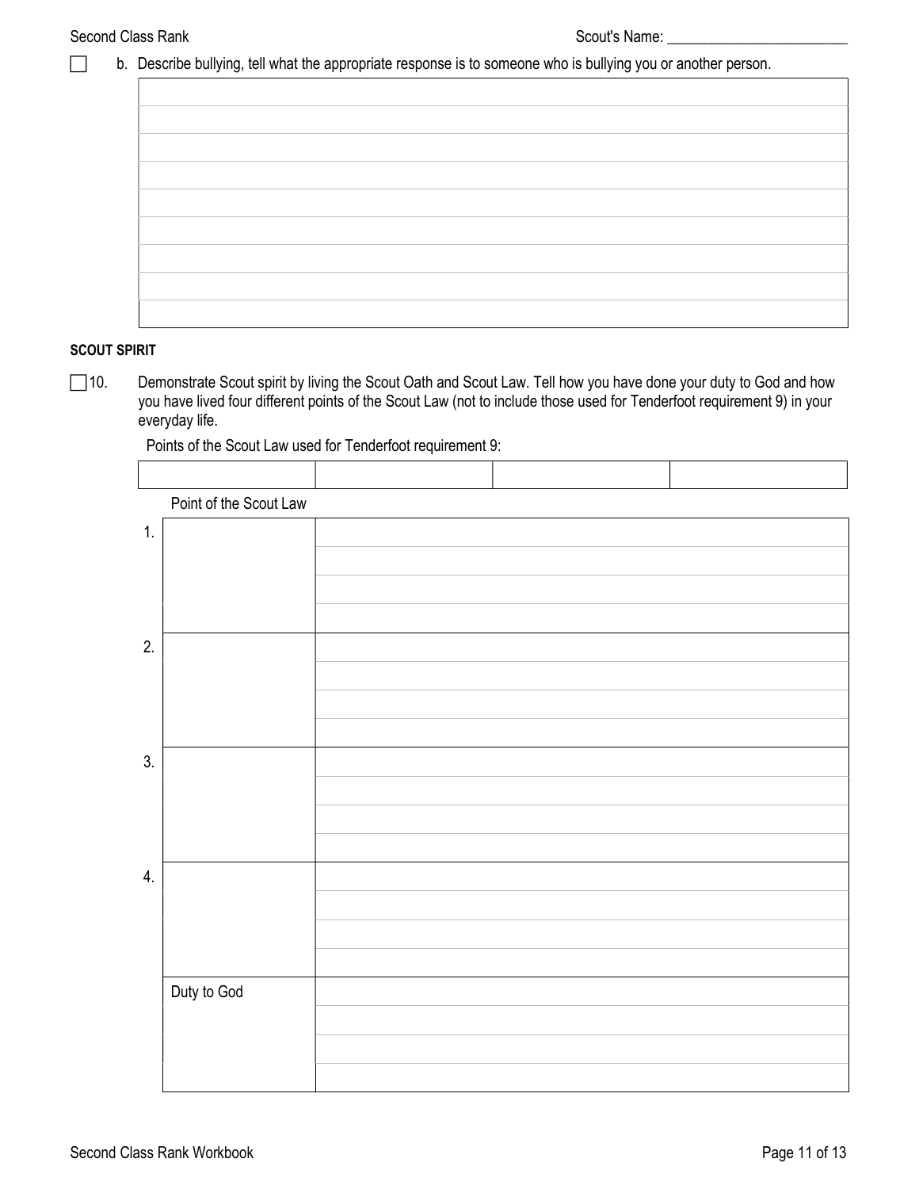Scout's Name: ________________________

☐ b. Describe bullying, tell what the appropriate response is to someone who is bullying you or another person.

| |
|---|
| |
| |
| |
| |
| |
| |
| |
| |
| |

**SCOUT SPIRIT**

☐ 10. Demonstrate Scout spirit by living the Scout Oath and Scout Law. Tell how you have done your duty to God and how you have lived four different points of the Scout Law (not to include those used for Tenderfoot requirement 9) in your everyday life.

Points of the Scout Law used for Tenderfoot requirement 9:

| | | | |
|---|---|---|---|
| | | | |

| | Point of the Scout Law | |
|---|---|---|
| 1. | | |
| 2. | | |
| 3. | | |
| 4. | | |
| | Duty to God | |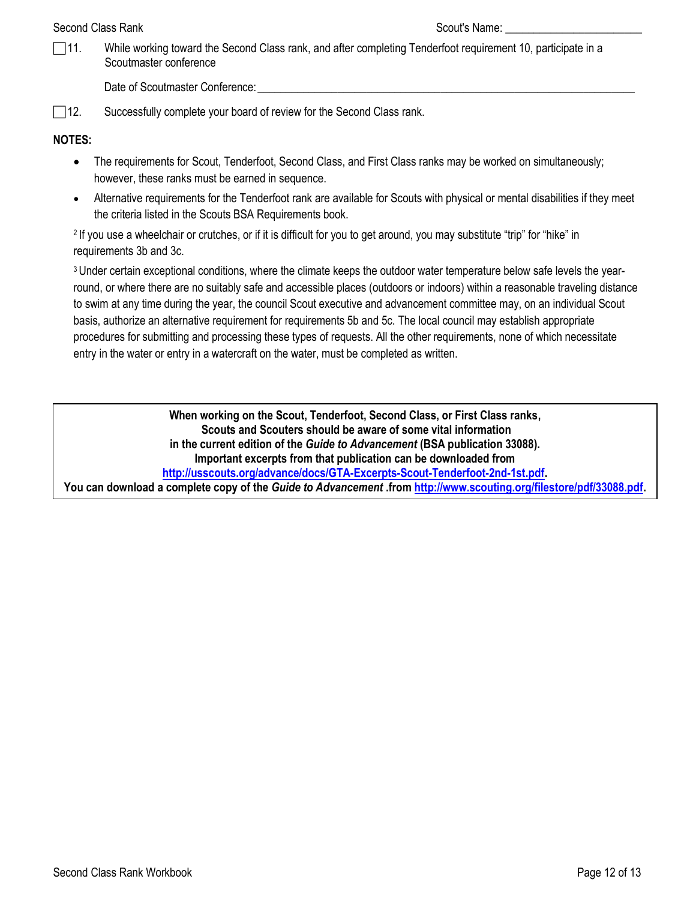Scout's Name: ________________________

☐ 11. While working toward the Second Class rank, and after completing Tenderfoot requirement 10, participate in a Scoutmaster conference

Date of Scoutmaster Conference: ________________________________________________

☐ 12. Successfully complete your board of review for the Second Class rank.

**NOTES:**

- The requirements for Scout, Tenderfoot, Second Class, and First Class ranks may be worked on simultaneously; however, these ranks must be earned in sequence.
- Alternative requirements for the Tenderfoot rank are available for Scouts with physical or mental disabilities if they meet the criteria listed in the Scouts BSA Requirements book.

[2] If you use a wheelchair or crutches, or if it is difficult for you to get around, you may substitute "trip" for "hike" in requirements 3b and 3c.

[3] Under certain exceptional conditions, where the climate keeps the outdoor water temperature below safe levels the year-round, or where there are no suitably safe and accessible places (outdoors or indoors) within a reasonable traveling distance to swim at any time during the year, the council Scout executive and advancement committee may, on an individual Scout basis, authorize an alternative requirement for requirements 5b and 5c. The local council may establish appropriate procedures for submitting and processing these types of requests. All the other requirements, none of which necessitate entry in the water or entry in a watercraft on the water, must be completed as written.

**When working on the Scout, Tenderfoot, Second Class, or First Class ranks, Scouts and Scouters should be aware of some vital information in the current edition of the *Guide to Advancement* (BSA publication 33088). Important excerpts from that publication can be downloaded from [http://usscouts.org/advance/docs/GTA-Excerpts-Scout-Tenderfoot-2nd-1st.pdf](http://usscouts.org/advance/docs/GTA-Excerpts-Scout-Tenderfoot-2nd-1st.pdf).**
**You can download a complete copy of the *Guide to Advancement* .from [http://www.scouting.org/filestore/pdf/33088.pdf](http://www.scouting.org/filestore/pdf/33088.pdf).**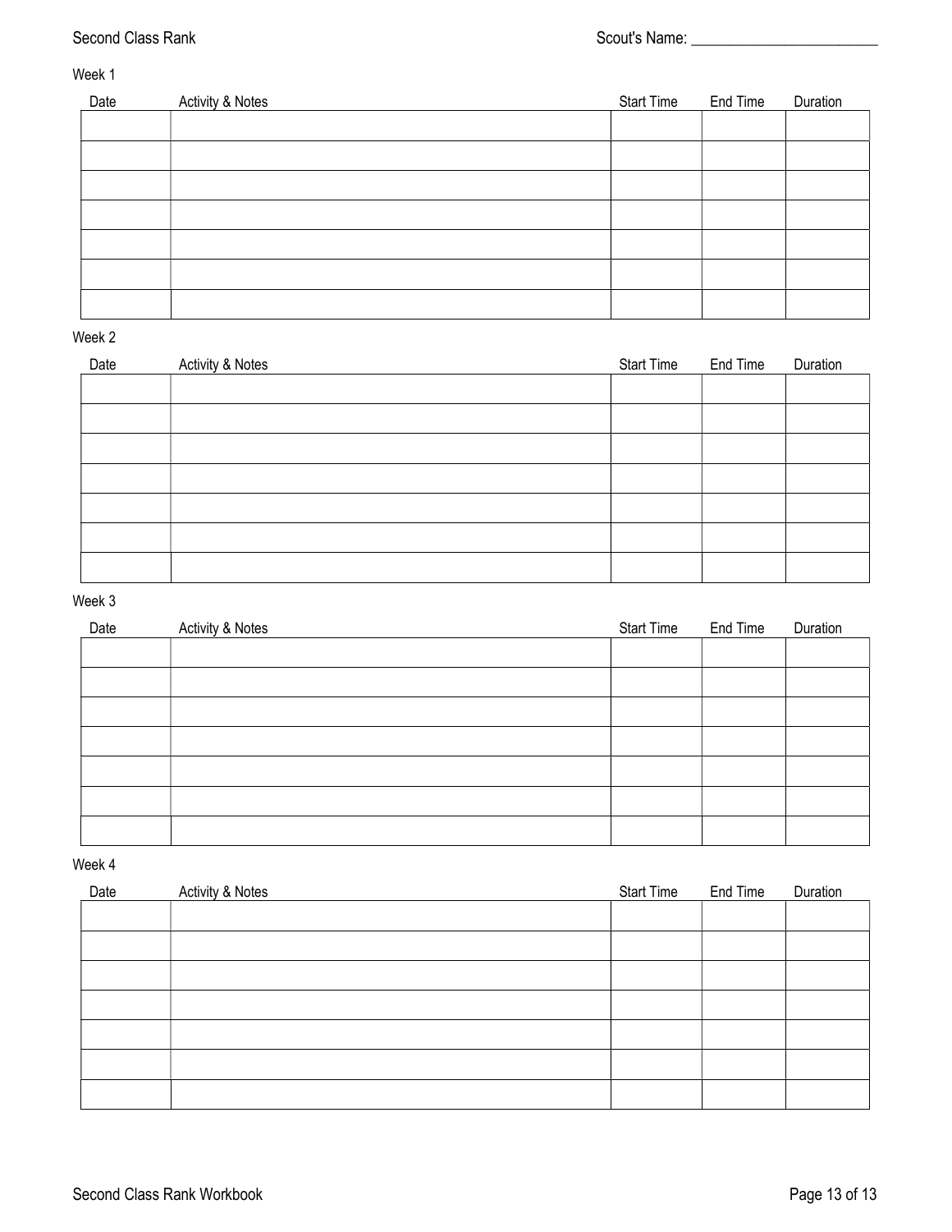Scout's Name: ________________________

Week 1

| Date | Activity & Notes | Start Time | End Time | Duration |
|---|---|---|---|---|
| | | | | |
| | | | | |
| | | | | |
| | | | | |
| | | | | |
| | | | | |
| | | | | |

Week 2

| Date | Activity & Notes | Start Time | End Time | Duration |
|---|---|---|---|---|
| | | | | |
| | | | | |
| | | | | |
| | | | | |
| | | | | |
| | | | | |
| | | | | |

Week 3

| Date | Activity & Notes | Start Time | End Time | Duration |
|---|---|---|---|---|
| | | | | |
| | | | | |
| | | | | |
| | | | | |
| | | | | |
| | | | | |
| | | | | |

Week 4

| Date | Activity & Notes | Start Time | End Time | Duration |
|---|---|---|---|---|
| | | | | |
| | | | | |
| | | | | |
| | | | | |
| | | | | |
| | | | | |
| | | | | |